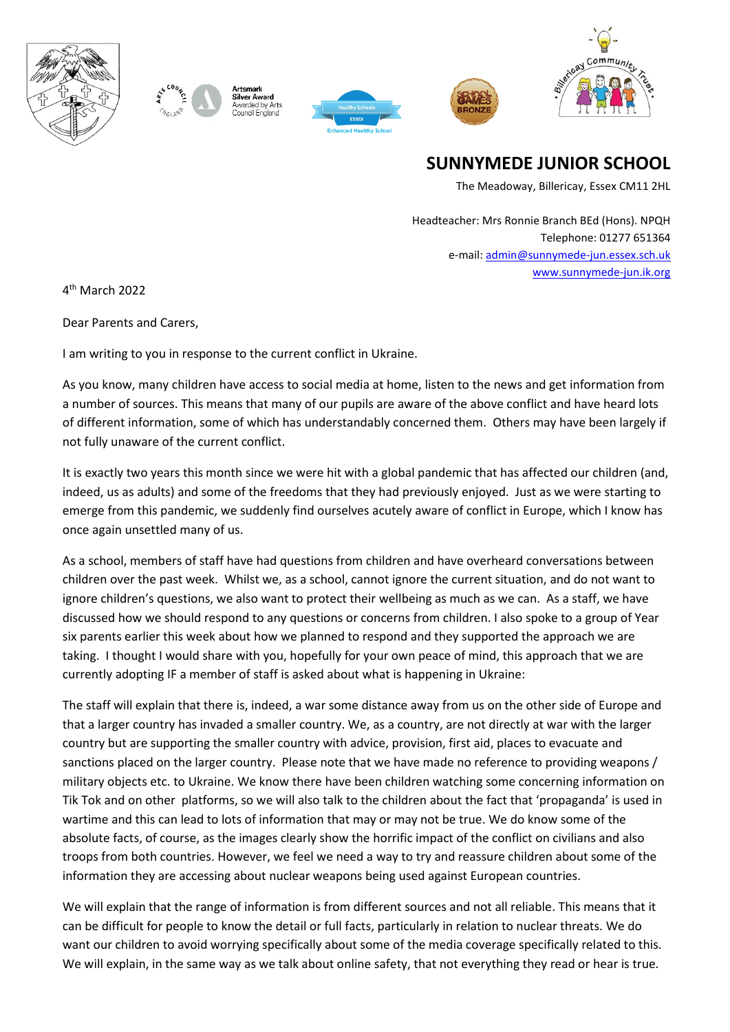# SUNNYMEDE JUNIOR SCHOOL

The Meadoway, Billericay, Essex CM11 2HL

Headteacher: Mrs Ronnie Branch BEd (Hons). NPQH
Telephone: 01277 651364
e-mail: admin@sunnymede-jun.essex.sch.uk
www.sunnymede-jun.ik.org

4th March 2022

Dear Parents and Carers,

I am writing to you in response to the current conflict in Ukraine.

As you know, many children have access to social media at home, listen to the news and get information from a number of sources. This means that many of our pupils are aware of the above conflict and have heard lots of different information, some of which has understandably concerned them. Others may have been largely if not fully unaware of the current conflict.

It is exactly two years this month since we were hit with a global pandemic that has affected our children (and, indeed, us as adults) and some of the freedoms that they had previously enjoyed. Just as we were starting to emerge from this pandemic, we suddenly find ourselves acutely aware of conflict in Europe, which I know has once again unsettled many of us.

As a school, members of staff have had questions from children and have overheard conversations between children over the past week. Whilst we, as a school, cannot ignore the current situation, and do not want to ignore children's questions, we also want to protect their wellbeing as much as we can. As a staff, we have discussed how we should respond to any questions or concerns from children. I also spoke to a group of Year six parents earlier this week about how we planned to respond and they supported the approach we are taking. I thought I would share with you, hopefully for your own peace of mind, this approach that we are currently adopting IF a member of staff is asked about what is happening in Ukraine:

The staff will explain that there is, indeed, a war some distance away from us on the other side of Europe and that a larger country has invaded a smaller country. We, as a country, are not directly at war with the larger country but are supporting the smaller country with advice, provision, first aid, places to evacuate and sanctions placed on the larger country. Please note that we have made no reference to providing weapons / military objects etc. to Ukraine. We know there have been children watching some concerning information on Tik Tok and on other platforms, so we will also talk to the children about the fact that 'propaganda' is used in wartime and this can lead to lots of information that may or may not be true. We do know some of the absolute facts, of course, as the images clearly show the horrific impact of the conflict on civilians and also troops from both countries. However, we feel we need a way to try and reassure children about some of the information they are accessing about nuclear weapons being used against European countries.

We will explain that the range of information is from different sources and not all reliable. This means that it can be difficult for people to know the detail or full facts, particularly in relation to nuclear threats. We do want our children to avoid worrying specifically about some of the media coverage specifically related to this. We will explain, in the same way as we talk about online safety, that not everything they read or hear is true.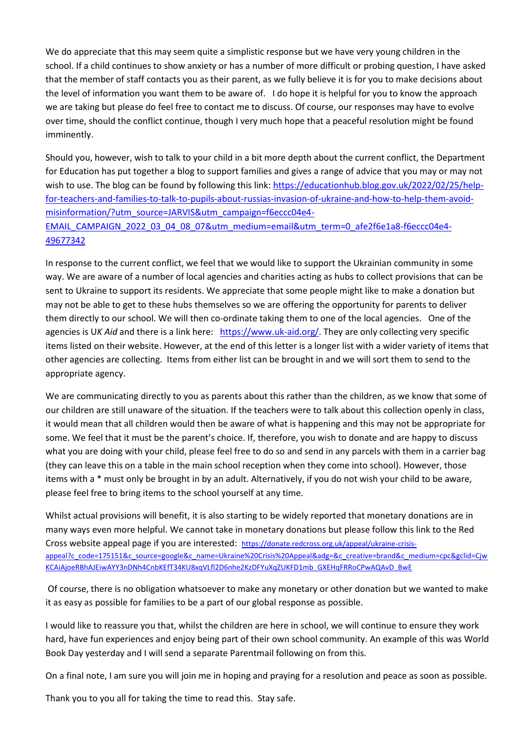We do appreciate that this may seem quite a simplistic response but we have very young children in the school. If a child continues to show anxiety or has a number of more difficult or probing question, I have asked that the member of staff contacts you as their parent, as we fully believe it is for you to make decisions about the level of information you want them to be aware of. I do hope it is helpful for you to know the approach we are taking but please do feel free to contact me to discuss. Of course, our responses may have to evolve over time, should the conflict continue, though I very much hope that a peaceful resolution might be found imminently.

Should you, however, wish to talk to your child in a bit more depth about the current conflict, the Department for Education has put together a blog to support families and gives a range of advice that you may or may not wish to use. The blog can be found by following this link: https://educationhub.blog.gov.uk/2022/02/25/help-for-teachers-and-families-to-talk-to-pupils-about-russias-invasion-of-ukraine-and-how-to-help-them-avoid-misinformation/?utm_source=JARVIS&utm_campaign=f6eccc04e4-EMAIL_CAMPAIGN_2022_03_04_08_07&utm_medium=email&utm_term=0_afe2f6e1a8-f6eccc04e4-49677342

In response to the current conflict, we feel that we would like to support the Ukrainian community in some way. We are aware of a number of local agencies and charities acting as hubs to collect provisions that can be sent to Ukraine to support its residents. We appreciate that some people might like to make a donation but may not be able to get to these hubs themselves so we are offering the opportunity for parents to deliver them directly to our school. We will then co-ordinate taking them to one of the local agencies. One of the agencies is U*K Aid* and there is a link here: https://www.uk-aid.org/. They are only collecting very specific items listed on their website. However, at the end of this letter is a longer list with a wider variety of items that other agencies are collecting. Items from either list can be brought in and we will sort them to send to the appropriate agency.

We are communicating directly to you as parents about this rather than the children, as we know that some of our children are still unaware of the situation. If the teachers were to talk about this collection openly in class, it would mean that all children would then be aware of what is happening and this may not be appropriate for some. We feel that it must be the parent's choice. If, therefore, you wish to donate and are happy to discuss what you are doing with your child, please feel free to do so and send in any parcels with them in a carrier bag (they can leave this on a table in the main school reception when they come into school). However, those items with a * must only be brought in by an adult. Alternatively, if you do not wish your child to be aware, please feel free to bring items to the school yourself at any time.

Whilst actual provisions will benefit, it is also starting to be widely reported that monetary donations are in many ways even more helpful. We cannot take in monetary donations but please follow this link to the Red Cross website appeal page if you are interested: https://donate.redcross.org.uk/appeal/ukraine-crisis-appeal?c_code=175151&c_source=google&c_name=Ukraine%20Crisis%20Appeal&adg=&c_creative=brand&c_medium=cpc&gclid=CjwKCAiAjoeRBhAJEiwAYY3nDNh4CnbKEfT34KU8xqVLfl2D6nhe2KzDFYuXqZUKFD1mb_GXEHqFRRoCPwAQAvD_BwE

Of course, there is no obligation whatsoever to make any monetary or other donation but we wanted to make it as easy as possible for families to be a part of our global response as possible.

I would like to reassure you that, whilst the children are here in school, we will continue to ensure they work hard, have fun experiences and enjoy being part of their own school community. An example of this was World Book Day yesterday and I will send a separate Parentmail following on from this.

On a final note, I am sure you will join me in hoping and praying for a resolution and peace as soon as possible.

Thank you to you all for taking the time to read this. Stay safe.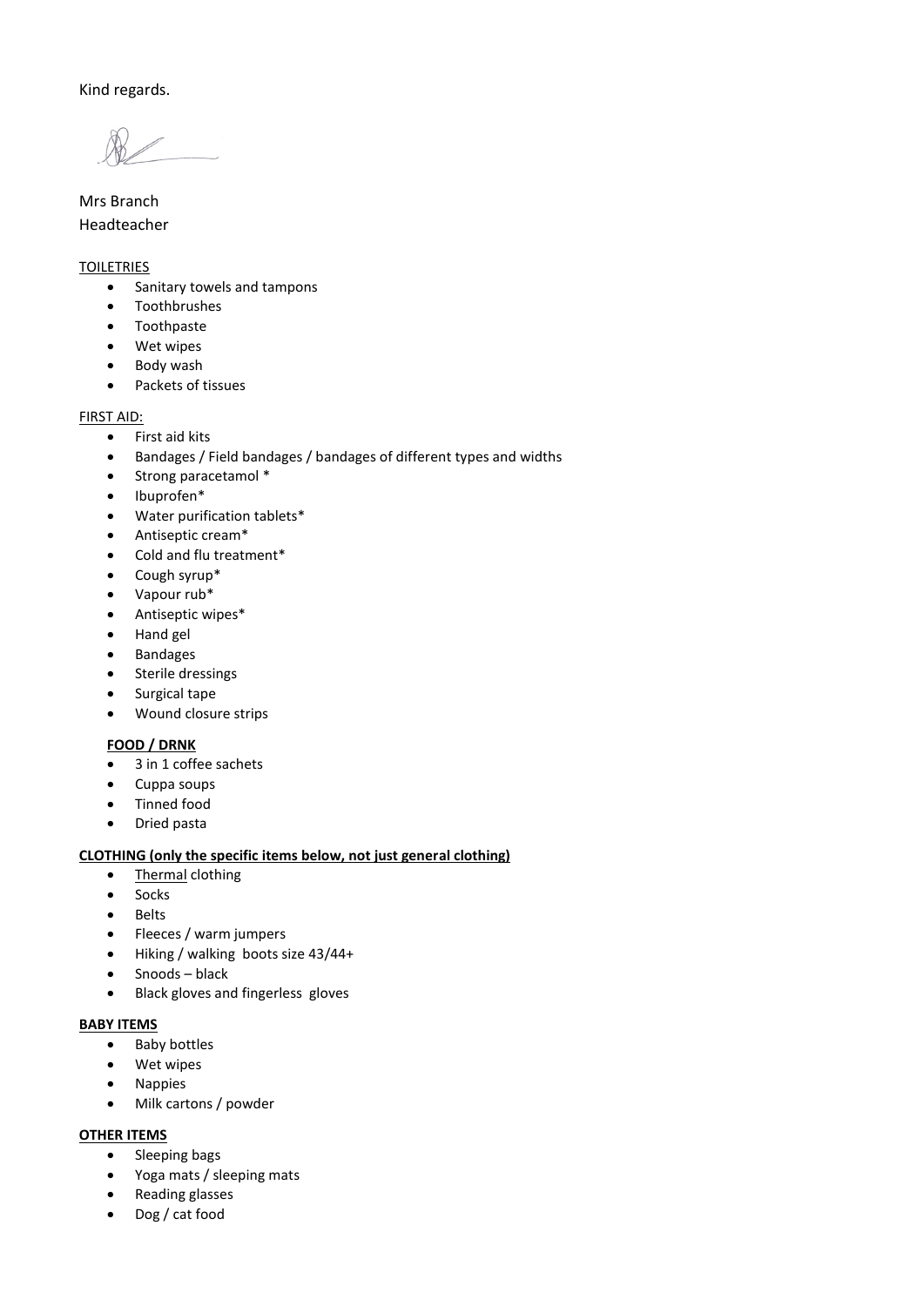Kind regards.

Mrs Branch
Headteacher

TOILETRIES

- Sanitary towels and tampons
- Toothbrushes
- Toothpaste
- Wet wipes
- Body wash
- Packets of tissues

FIRST AID:

- First aid kits
- Bandages / Field bandages / bandages of different types and widths
- Strong paracetamol *
- Ibuprofen*
- Water purification tablets*
- Antiseptic cream*
- Cold and flu treatment*
- Cough syrup*
- Vapour rub*
- Antiseptic wipes*
- Hand gel
- Bandages
- Sterile dressings
- Surgical tape
- Wound closure strips

**FOOD / DRNK**

- 3 in 1 coffee sachets
- Cuppa soups
- Tinned food
- Dried pasta

**CLOTHING (only the specific items below, not just general clothing)**

- Thermal clothing
- Socks
- Belts
- Fleeces / warm jumpers
- Hiking / walking boots size 43/44+
- Snoods – black
- Black gloves and fingerless gloves

**BABY ITEMS**

- Baby bottles
- Wet wipes
- Nappies
- Milk cartons / powder

**OTHER ITEMS**

- Sleeping bags
- Yoga mats / sleeping mats
- Reading glasses
- Dog / cat food